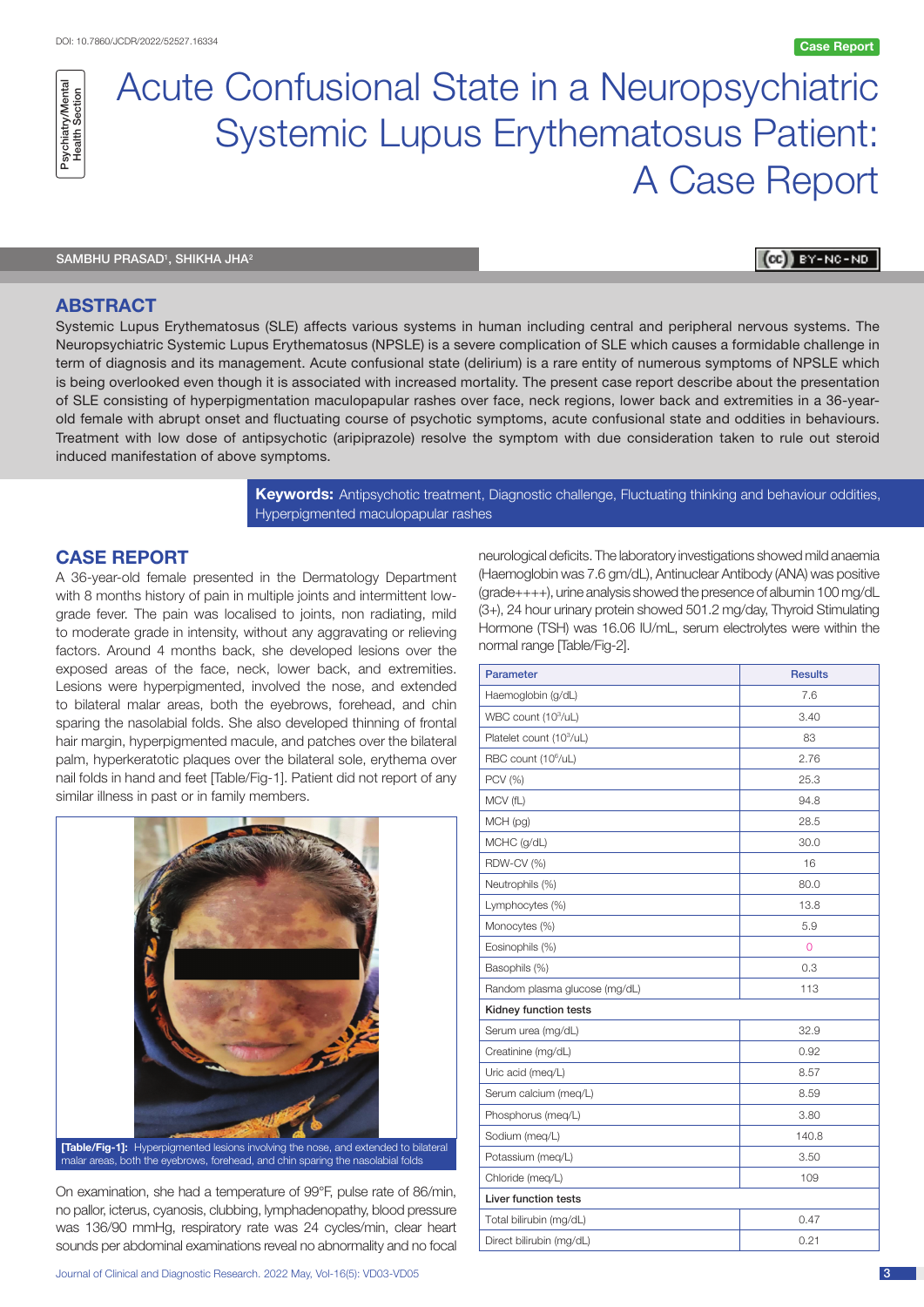DOI: 10.7860/JCDR/2022/52527.16334

Case Report

Psychiatry/Mental Health Section

# Acute Confusional State in a Neuropsychiatric Systemic Lupus Erythematosus Patient: A Case Report

SAMBHU PRASAD[1], SHIKHA JHA[2]

## ABSTRACT

Systemic Lupus Erythematosus (SLE) affects various systems in human including central and peripheral nervous systems. The Neuropsychiatric Systemic Lupus Erythematosus (NPSLE) is a severe complication of SLE which causes a formidable challenge in term of diagnosis and its management. Acute confusional state (delirium) is a rare entity of numerous symptoms of NPSLE which is being overlooked even though it is associated with increased mortality. The present case report describe about the presentation of SLE consisting of hyperpigmentation maculopapular rashes over face, neck regions, lower back and extremities in a 36-year-old female with abrupt onset and fluctuating course of psychotic symptoms, acute confusional state and oddities in behaviours. Treatment with low dose of antipsychotic (aripiprazole) resolve the symptom with due consideration taken to rule out steroid induced manifestation of above symptoms.

**Keywords:** Antipsychotic treatment, Diagnostic challenge, Fluctuating thinking and behaviour oddities, Hyperpigmented maculopapular rashes

## CASE REPORT

A 36-year-old female presented in the Dermatology Department with 8 months history of pain in multiple joints and intermittent low-grade fever. The pain was localised to joints, non radiating, mild to moderate grade in intensity, without any aggravating or relieving factors. Around 4 months back, she developed lesions over the exposed areas of the face, neck, lower back, and extremities. Lesions were hyperpigmented, involved the nose, and extended to bilateral malar areas, both the eyebrows, forehead, and chin sparing the nasolabial folds. She also developed thinning of frontal hair margin, hyperpigmented macule, and patches over the bilateral palm, hyperkeratotic plaques over the bilateral sole, erythema over nail folds in hand and feet [Table/Fig-1]. Patient did not report of any similar illness in past or in family members.

**[Table/Fig-1]:** Hyperpigmented lesions involving the nose, and extended to bilateral malar areas, both the eyebrows, forehead, and chin sparing the nasolabial folds

On examination, she had a temperature of 99°F, pulse rate of 86/min, no pallor, icterus, cyanosis, clubbing, lymphadenopathy, blood pressure was 136/90 mmHg, respiratory rate was 24 cycles/min, clear heart sounds per abdominal examinations reveal no abnormality and no focal neurological deficits. The laboratory investigations showed mild anaemia (Haemoglobin was 7.6 gm/dL), Antinuclear Antibody (ANA) was positive (grade++++), urine analysis showed the presence of albumin 100 mg/dL (3+), 24 hour urinary protein showed 501.2 mg/day, Thyroid Stimulating Hormone (TSH) was 16.06 IU/mL, serum electrolytes were within the normal range [Table/Fig-2].

| Parameter | Results |
|---|---|
| Haemoglobin (g/dL) | 7.6 |
| WBC count ($10^3$/uL) | 3.40 |
| Platelet count ($10^3$/uL) | 83 |
| RBC count ($10^6$/uL) | 2.76 |
| PCV (%) | 25.3 |
| MCV (fL) | 94.8 |
| MCH (pg) | 28.5 |
| MCHC (g/dL) | 30.0 |
| RDW-CV (%) | 16 |
| Neutrophils (%) | 80.0 |
| Lymphocytes (%) | 13.8 |
| Monocytes (%) | 5.9 |
| Eosinophils (%) | 0 |
| Basophils (%) | 0.3 |
| Random plasma glucose (mg/dL) | 113 |
| **Kidney function tests** | |
| Serum urea (mg/dL) | 32.9 |
| Creatinine (mg/dL) | 0.92 |
| Uric acid (meq/L) | 8.57 |
| Serum calcium (meq/L) | 8.59 |
| Phosphorus (meq/L) | 3.80 |
| Sodium (meq/L) | 140.8 |
| Potassium (meq/L) | 3.50 |
| Chloride (meq/L) | 109 |
| **Liver function tests** | |
| Total bilirubin (mg/dL) | 0.47 |
| Direct bilirubin (mg/dL) | 0.21 |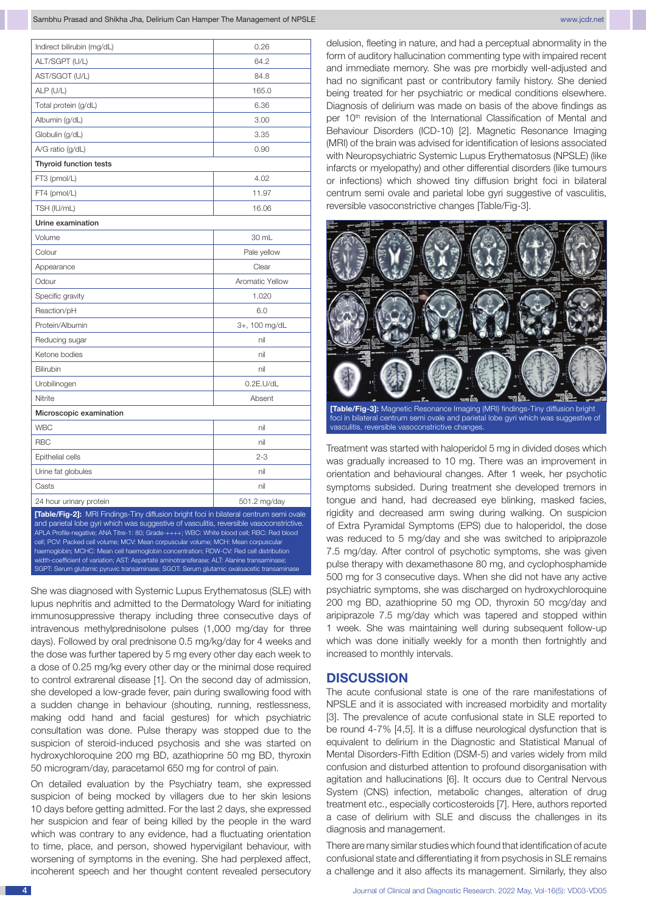| | |
|---|---|
| Indirect bilirubin (mg/dL) | 0.26 |
| ALT/SGPT (U/L) | 64.2 |
| AST/SGOT (U/L) | 84.8 |
| ALP (U/L) | 165.0 |
| Total protein (g/dL) | 6.36 |
| Albumin (g/dL) | 3.00 |
| Globulin (g/dL) | 3.35 |
| A/G ratio (g/dL) | 0.90 |
| **Thyroid function tests** | |
| FT3 (pmol/L) | 4.02 |
| FT4 (pmol/L) | 11.97 |
| TSH (IU/mL) | 16.06 |
| **Urine examination** | |
| Volume | 30 mL |
| Colour | Pale yellow |
| Appearance | Clear |
| Odour | Aromatic Yellow |
| Specific gravity | 1.020 |
| Reaction/pH | 6.0 |
| Protein/Albumin | 3+, 100 mg/dL |
| Reducing sugar | nil |
| Ketone bodies | nil |
| Bilirubin | nil |
| Urobilinogen | 0.2E.U/dL |
| Nitrite | Absent |
| **Microscopic examination** | |
| WBC | nil |
| RBC | nil |
| Epithelial cells | 2-3 |
| Urine fat globules | nil |
| Casts | nil |
| 24 hour urinary protein | 501.2 mg/day |

**[Table/Fig-2]:** MRI Findings-Tiny diffusion bright foci in bilateral centrum semi ovale and parietal lobe gyri which was suggestive of vasculitis, reversible vasoconstrictive. APLA Profile-negative; ANA Titre-1: 80; Grade-++++; WBC: White blood cell; RBC: Red blood cell; PCV: Packed cell volume; MCV: Mean corpuscular volume; MCH: Mean corpuscular haemoglobin; MCHC: Mean cell haemoglobin concentration; RDW-CV: Red cell distribution width-coefficient of variation; AST: Aspartate aminotransferase; ALT: Alanine transaminase; SGPT: Serum glutamic pyruvic transaminase; SGOT: Serum glutamic oxaloacetic transaminase

She was diagnosed with Systemic Lupus Erythematosus (SLE) with lupus nephritis and admitted to the Dermatology Ward for initiating immunosuppressive therapy including three consecutive days of intravenous methylprednisolone pulses (1,000 mg/day for three days). Followed by oral prednisone 0.5 mg/kg/day for 4 weeks and the dose was further tapered by 5 mg every other day each week to a dose of 0.25 mg/kg every other day or the minimal dose required to control extrarenal disease [1]. On the second day of admission, she developed a low-grade fever, pain during swallowing food with a sudden change in behaviour (shouting, running, restlessness, making odd hand and facial gestures) for which psychiatric consultation was done. Pulse therapy was stopped due to the suspicion of steroid-induced psychosis and she was started on hydroxychloroquine 200 mg BD, azathioprine 50 mg BD, thyroxin 50 microgram/day, paracetamol 650 mg for control of pain.

On detailed evaluation by the Psychiatry team, she expressed suspicion of being mocked by villagers due to her skin lesions 10 days before getting admitted. For the last 2 days, she expressed her suspicion and fear of being killed by the people in the ward which was contrary to any evidence, had a fluctuating orientation to time, place, and person, showed hypervigilant behaviour, with worsening of symptoms in the evening. She had perplexed affect, incoherent speech and her thought content revealed persecutory delusion, fleeting in nature, and had a perceptual abnormality in the form of auditory hallucination commenting type with impaired recent and immediate memory. She was pre morbidly well-adjusted and had no significant past or contributory family history. She denied being treated for her psychiatric or medical conditions elsewhere. Diagnosis of delirium was made on basis of the above findings as per 10th revision of the International Classification of Mental and Behaviour Disorders (ICD-10) [2]. Magnetic Resonance Imaging (MRI) of the brain was advised for identification of lesions associated with Neuropsychiatric Systemic Lupus Erythematosus (NPSLE) (like infarcts or myelopathy) and other differential disorders (like tumours or infections) which showed tiny diffusion bright foci in bilateral centrum semi ovale and parietal lobe gyri suggestive of vasculitis, reversible vasoconstrictive changes [Table/Fig-3].

**[Table/Fig-3]:** Magnetic Resonance Imaging (MRI) findings-Tiny diffusion bright foci in bilateral centrum semi ovale and parietal lobe gyri which was suggestive of vasculitis, reversible vasoconstrictive changes.

Treatment was started with haloperidol 5 mg in divided doses which was gradually increased to 10 mg. There was an improvement in orientation and behavioural changes. After 1 week, her psychotic symptoms subsided. During treatment she developed tremors in tongue and hand, had decreased eye blinking, masked facies, rigidity and decreased arm swing during walking. On suspicion of Extra Pyramidal Symptoms (EPS) due to haloperidol, the dose was reduced to 5 mg/day and she was switched to aripiprazole 7.5 mg/day. After control of psychotic symptoms, she was given pulse therapy with dexamethasone 80 mg, and cyclophosphamide 500 mg for 3 consecutive days. When she did not have any active psychiatric symptoms, she was discharged on hydroxychloroquine 200 mg BD, azathioprine 50 mg OD, thyroxin 50 mcg/day and aripiprazole 7.5 mg/day which was tapered and stopped within 1 week. She was maintaining well during subsequent follow-up which was done initially weekly for a month then fortnightly and increased to monthly intervals.

## DISCUSSION

The acute confusional state is one of the rare manifestations of NPSLE and it is associated with increased morbidity and mortality [3]. The prevalence of acute confusional state in SLE reported to be round 4-7% [4,5]. It is a diffuse neurological dysfunction that is equivalent to delirium in the Diagnostic and Statistical Manual of Mental Disorders-Fifth Edition (DSM-5) and varies widely from mild confusion and disturbed attention to profound disorganisation with agitation and hallucinations [6]. It occurs due to Central Nervous System (CNS) infection, metabolic changes, alteration of drug treatment etc., especially corticosteroids [7]. Here, authors reported a case of delirium with SLE and discuss the challenges in its diagnosis and management.

There are many similar studies which found that identification of acute confusional state and differentiating it from psychosis in SLE remains a challenge and it also affects its management. Similarly, they also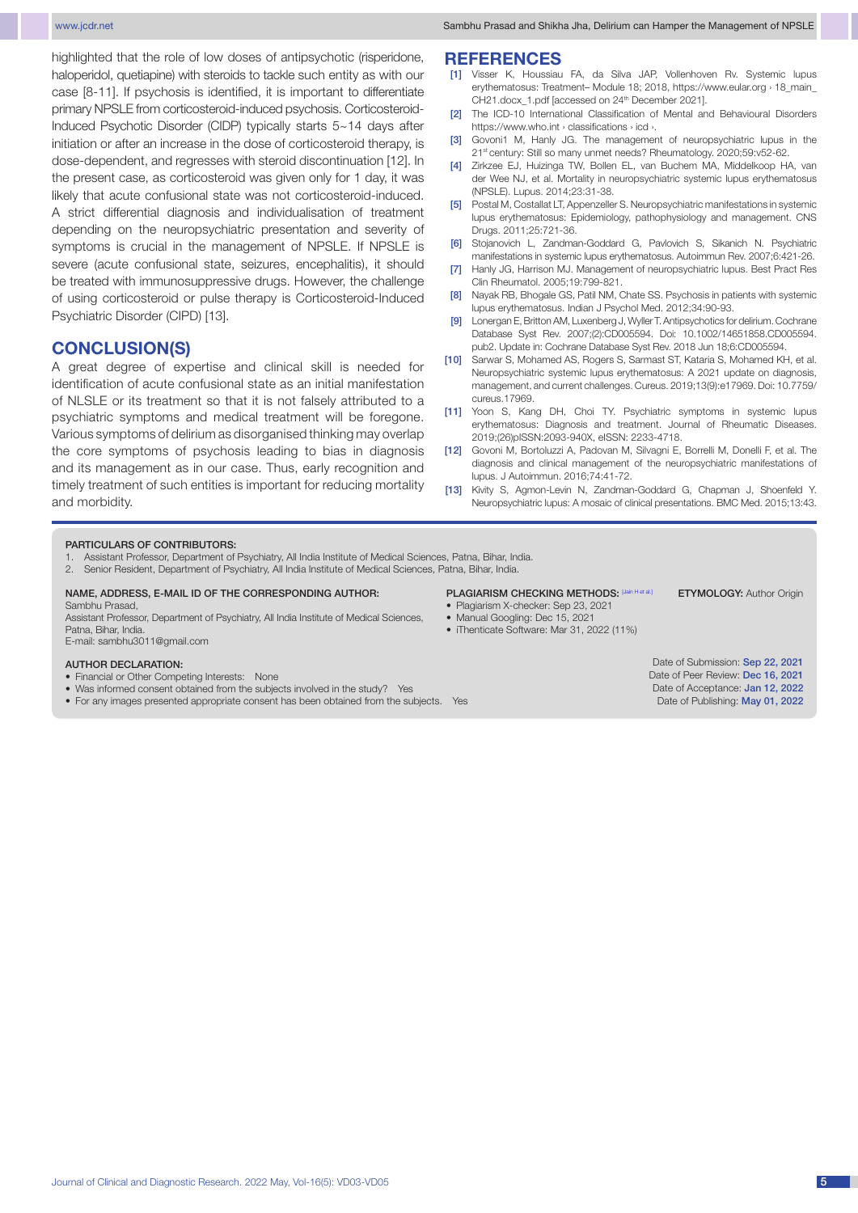highlighted that the role of low doses of antipsychotic (risperidone, haloperidol, quetiapine) with steroids to tackle such entity as with our case [8-11]. If psychosis is identified, it is important to differentiate primary NPSLE from corticosteroid-induced psychosis. Corticosteroid-Induced Psychotic Disorder (CIDP) typically starts 5~14 days after initiation or after an increase in the dose of corticosteroid therapy, is dose-dependent, and regresses with steroid discontinuation [12]. In the present case, as corticosteroid was given only for 1 day, it was likely that acute confusional state was not corticosteroid-induced. A strict differential diagnosis and individualisation of treatment depending on the neuropsychiatric presentation and severity of symptoms is crucial in the management of NPSLE. If NPSLE is severe (acute confusional state, seizures, encephalitis), it should be treated with immunosuppressive drugs. However, the challenge of using corticosteroid or pulse therapy is Corticosteroid-Induced Psychiatric Disorder (CIPD) [13].

## CONCLUSION(S)

A great degree of expertise and clinical skill is needed for identification of acute confusional state as an initial manifestation of NLSLE or its treatment so that it is not falsely attributed to a psychiatric symptoms and medical treatment will be foregone. Various symptoms of delirium as disorganised thinking may overlap the core symptoms of psychosis leading to bias in diagnosis and its management as in our case. Thus, early recognition and timely treatment of such entities is important for reducing mortality and morbidity.

## REFERENCES

[1] Visser K, Houssiau FA, da Silva JAP, Vollenhoven Rv. Systemic lupus erythematosus: Treatment– Module 18; 2018, https://www.eular.org › 18_main_CH21.docx_1.pdf [accessed on 24th December 2021].

[2] The ICD-10 International Classification of Mental and Behavioural Disorders https://www.who.int › classifications › icd ›.

[3] Govoni1 M, Hanly JG. The management of neuropsychiatric lupus in the 21st century: Still so many unmet needs? Rheumatology. 2020;59:v52-62.

[4] Zirkzee EJ, Huizinga TW, Bollen EL, van Buchem MA, Middelkoop HA, van der Wee NJ, et al. Mortality in neuropsychiatric systemic lupus erythematosus (NPSLE). Lupus. 2014;23:31-38.

[5] Postal M, Costallat LT, Appenzeller S. Neuropsychiatric manifestations in systemic lupus erythematosus: Epidemiology, pathophysiology and management. CNS Drugs. 2011;25:721-36.

[6] Stojanovich L, Zandman-Goddard G, Pavlovich S, Sikanich N. Psychiatric manifestations in systemic lupus erythematosus. Autoimmun Rev. 2007;6:421-26.

[7] Hanly JG, Harrison MJ. Management of neuropsychiatric lupus. Best Pract Res Clin Rheumatol. 2005;19:799-821.

[8] Nayak RB, Bhogale GS, Patil NM, Chate SS. Psychosis in patients with systemic lupus erythematosus. Indian J Psychol Med. 2012;34:90-93.

[9] Lonergan E, Britton AM, Luxenberg J, Wyller T. Antipsychotics for delirium. Cochrane Database Syst Rev. 2007;(2):CD005594. Doi: 10.1002/14651858.CD005594.pub2. Update in: Cochrane Database Syst Rev. 2018 Jun 18;6:CD005594.

[10] Sarwar S, Mohamed AS, Rogers S, Sarmast ST, Kataria S, Mohamed KH, et al. Neuropsychiatric systemic lupus erythematosus: A 2021 update on diagnosis, management, and current challenges. Cureus. 2019;13(9):e17969. Doi: 10.7759/cureus.17969.

[11] Yoon S, Kang DH, Choi TY. Psychiatric symptoms in systemic lupus erythematosus: Diagnosis and treatment. Journal of Rheumatic Diseases. 2019;(26)pISSN:2093-940X, eISSN: 2233-4718.

[12] Govoni M, Bortoluzzi A, Padovan M, Silvagni E, Borrelli M, Donelli F, et al. The diagnosis and clinical management of the neuropsychiatric manifestations of lupus. J Autoimmun. 2016;74:41-72.

[13] Kivity S, Agmon-Levin N, Zandman-Goddard G, Chapman J, Shoenfeld Y. Neuropsychiatric lupus: A mosaic of clinical presentations. BMC Med. 2015;13:43.

**PARTICULARS OF CONTRIBUTORS:**

1. Assistant Professor, Department of Psychiatry, All India Institute of Medical Sciences, Patna, Bihar, India.
2. Senior Resident, Department of Psychiatry, All India Institute of Medical Sciences, Patna, Bihar, India.

**NAME, ADDRESS, E-MAIL ID OF THE CORRESPONDING AUTHOR:**

Sambhu Prasad,
Assistant Professor, Department of Psychiatry, All India Institute of Medical Sciences, Patna, Bihar, India.
E-mail: sambhu3011@gmail.com

**PLAGIARISM CHECKING METHODS:** [Jain H et al.]

- Plagiarism X-checker: Sep 23, 2021
- Manual Googling: Dec 15, 2021
- iThenticate Software: Mar 31, 2022 (11%)

**ETYMOLOGY:** Author Origin

**AUTHOR DECLARATION:**

- Financial or Other Competing Interests: None
- Was informed consent obtained from the subjects involved in the study? Yes
- For any images presented appropriate consent has been obtained from the subjects. Yes

Date of Submission: Sep 22, 2021
Date of Peer Review: Dec 16, 2021
Date of Acceptance: Jan 12, 2022
Date of Publishing: May 01, 2022